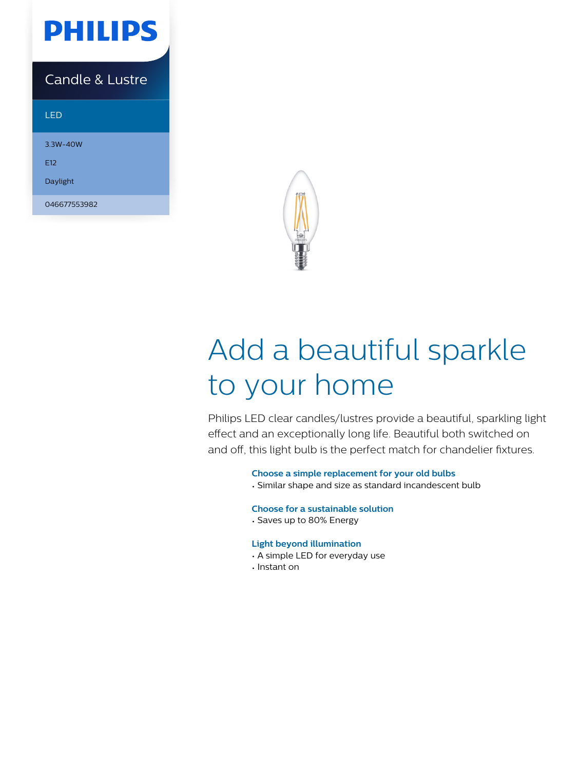# PHILIPS

## Candle & Lustre

LED

3.3W-40W

E12

Daylight

046677553982

# Add a beautiful sparkle to your home

Philips LED clear candles/lustres provide a beautiful, sparkling light effect and an exceptionally long life. Beautiful both switched on and off, this light bulb is the perfect match for chandelier fixtures.

**Choose a simple replacement for your old bulbs**
- Similar shape and size as standard incandescent bulb

**Choose for a sustainable solution**
- Saves up to 80% Energy

**Light beyond illumination**
- A simple LED for everyday use
- Instant on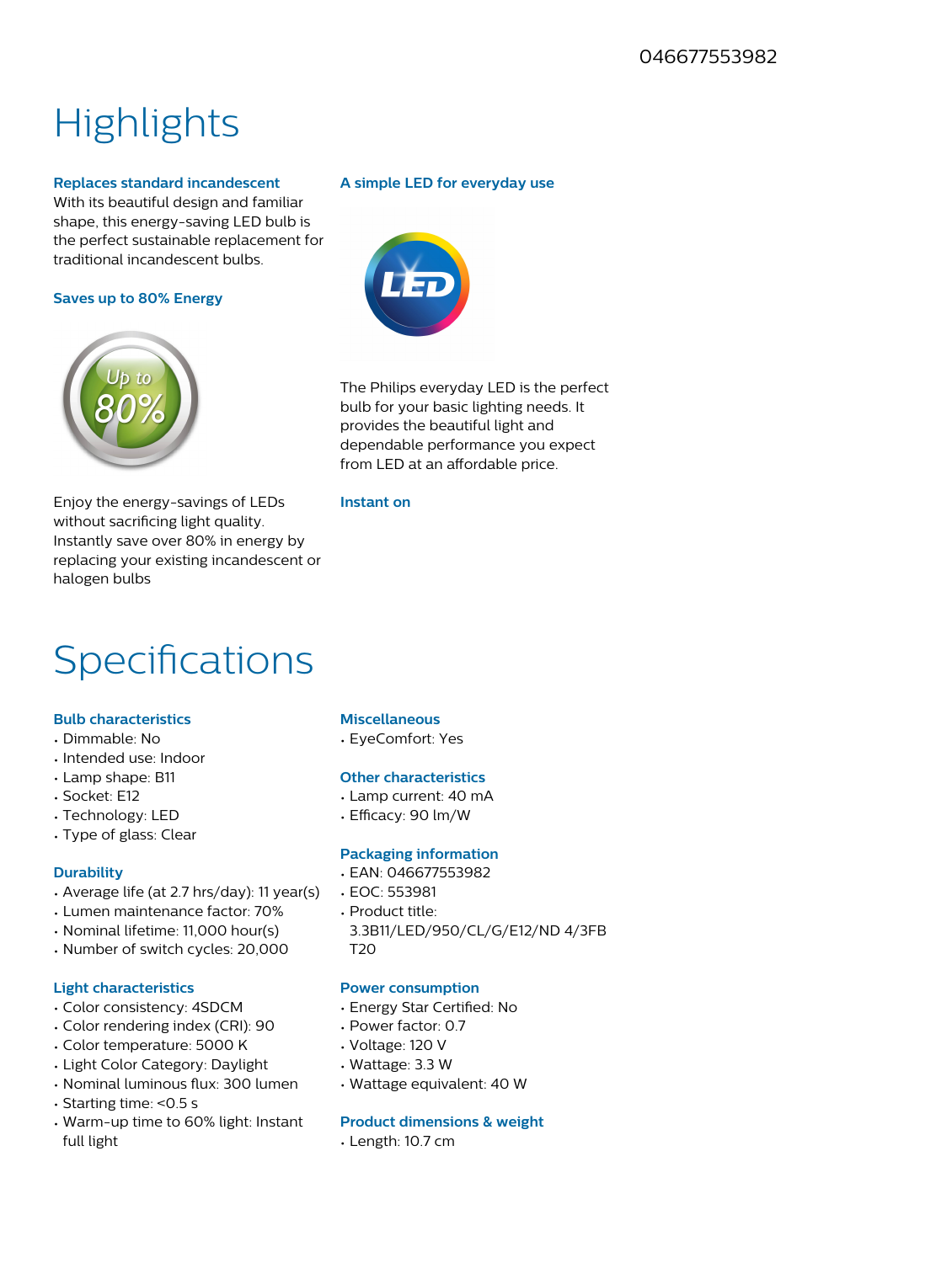046677553982

# Highlights

### Replaces standard incandescent

With its beautiful design and familiar shape, this energy-saving LED bulb is the perfect sustainable replacement for traditional incandescent bulbs.

### Saves up to 80% Energy

Enjoy the energy-savings of LEDs without sacrificing light quality. Instantly save over 80% in energy by replacing your existing incandescent or halogen bulbs

### A simple LED for everyday use

The Philips everyday LED is the perfect bulb for your basic lighting needs. It provides the beautiful light and dependable performance you expect from LED at an affordable price.

### Instant on

# Specifications

### Bulb characteristics

- Dimmable: No
- Intended use: Indoor
- Lamp shape: B11
- Socket: E12
- Technology: LED
- Type of glass: Clear

### Durability

- Average life (at 2.7 hrs/day): 11 year(s)
- Lumen maintenance factor: 70%
- Nominal lifetime: 11,000 hour(s)
- Number of switch cycles: 20,000

### Light characteristics

- Color consistency: 4SDCM
- Color rendering index (CRI): 90
- Color temperature: 5000 K
- Light Color Category: Daylight
- Nominal luminous flux: 300 lumen
- Starting time: <0.5 s
- Warm-up time to 60% light: Instant full light

### Miscellaneous

- EyeComfort: Yes

### Other characteristics

- Lamp current: 40 mA
- Efficacy: 90 lm/W

### Packaging information

- EAN: 046677553982
- EOC: 553981
- Product title: 3.3B11/LED/950/CL/G/E12/ND 4/3FB T20

### Power consumption

- Energy Star Certified: No
- Power factor: 0.7
- Voltage: 120 V
- Wattage: 3.3 W
- Wattage equivalent: 40 W

### Product dimensions & weight

- Length: 10.7 cm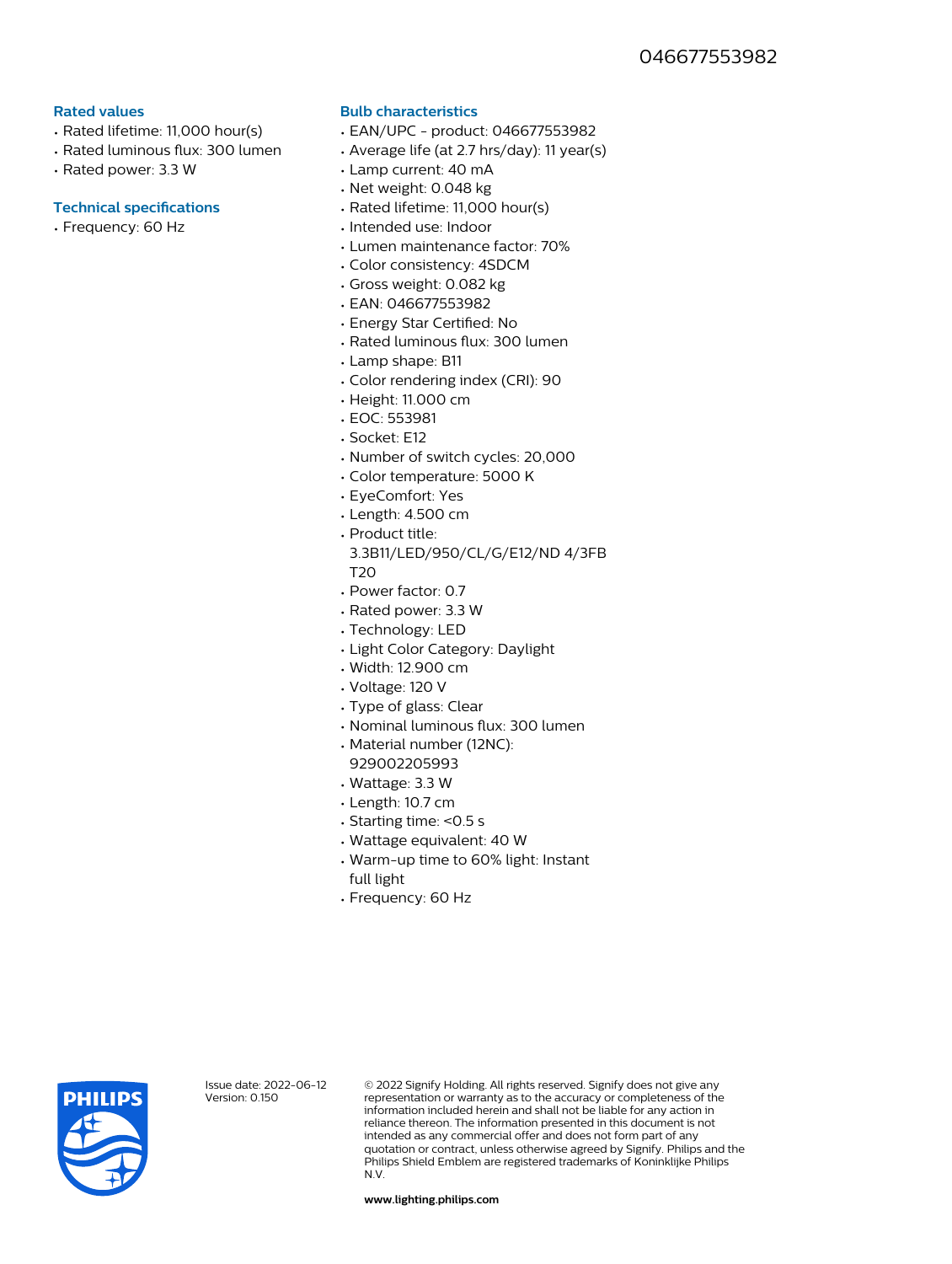046677553982

## Rated values

- Rated lifetime: 11,000 hour(s)
- Rated luminous flux: 300 lumen
- Rated power: 3.3 W

## Technical specifications

- Frequency: 60 Hz

## Bulb characteristics

- EAN/UPC - product: 046677553982
- Average life (at 2.7 hrs/day): 11 year(s)
- Lamp current: 40 mA
- Net weight: 0.048 kg
- Rated lifetime: 11,000 hour(s)
- Intended use: Indoor
- Lumen maintenance factor: 70%
- Color consistency: 4SDCM
- Gross weight: 0.082 kg
- EAN: 046677553982
- Energy Star Certified: No
- Rated luminous flux: 300 lumen
- Lamp shape: B11
- Color rendering index (CRI): 90
- Height: 11.000 cm
- EOC: 553981
- Socket: E12
- Number of switch cycles: 20,000
- Color temperature: 5000 K
- EyeComfort: Yes
- Length: 4.500 cm
- Product title: 3.3B11/LED/950/CL/G/E12/ND 4/3FB T20
- Power factor: 0.7
- Rated power: 3.3 W
- Technology: LED
- Light Color Category: Daylight
- Width: 12.900 cm
- Voltage: 120 V
- Type of glass: Clear
- Nominal luminous flux: 300 lumen
- Material number (12NC): 929002205993
- Wattage: 3.3 W
- Length: 10.7 cm
- Starting time: <0.5 s
- Wattage equivalent: 40 W
- Warm-up time to 60% light: Instant full light
- Frequency: 60 Hz

Issue date: 2022-06-12
Version: 0.150

© 2022 Signify Holding. All rights reserved. Signify does not give any representation or warranty as to the accuracy or completeness of the information included herein and shall not be liable for any action in reliance thereon. The information presented in this document is not intended as any commercial offer and does not form part of any quotation or contract, unless otherwise agreed by Signify. Philips and the Philips Shield Emblem are registered trademarks of Koninklijke Philips N.V.

**www.lighting.philips.com**